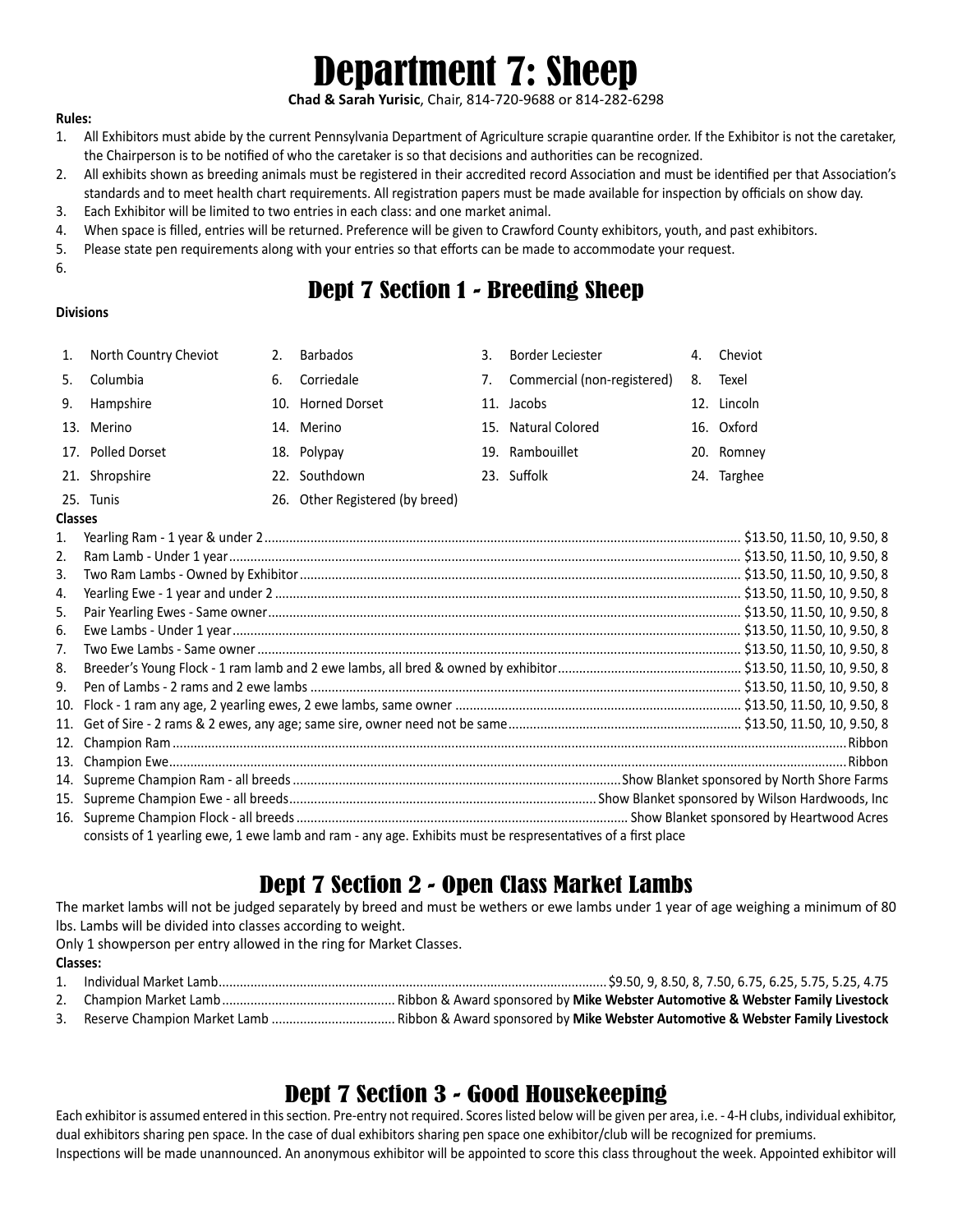# Department 7: Sheep

**Chad & Sarah Yurisic**, Chair, 814-720-9688 or 814-282-6298

**Rules:**

1. All Exhibitors must abide by the current Pennsylvania Department of Agriculture scrapie quarantine order. If the Exhibitor is not the caretaker, the Chairperson is to be notified of who the caretaker is so that decisions and authorities can be recognized.
2. All exhibits shown as breeding animals must be registered in their accredited record Association and must be identified per that Association's standards and to meet health chart requirements. All registration papers must be made available for inspection by officials on show day.
3. Each Exhibitor will be limited to two entries in each class: and one market animal.
4. When space is filled, entries will be returned. Preference will be given to Crawford County exhibitors, youth, and past exhibitors.
5. Please state pen requirements along with your entries so that efforts can be made to accommodate your request.
6.

## Dept 7 Section 1 - Breeding Sheep

**Divisions**

1. North Country Cheviot
2. Barbados
3. Border Leciester
4. Cheviot
5. Columbia
6. Corriedale
7. Commercial (non-registered)
8. Texel
9. Hampshire
10. Horned Dorset
11. Jacobs
12. Lincoln
13. Merino
14. Merino
15. Natural Colored
16. Oxford
17. Polled Dorset
18. Polypay
19. Rambouillet
20. Romney
21. Shropshire
22. Southdown
23. Suffolk
24. Targhee
25. Tunis
26. Other Registered (by breed)

**Classes**

1. Yearling Ram - 1 year & under 2 ........ $13.50, 11.50, 10, 9.50, 8
2. Ram Lamb - Under 1 year ........ $13.50, 11.50, 10, 9.50, 8
3. Two Ram Lambs - Owned by Exhibitor ........ $13.50, 11.50, 10, 9.50, 8
4. Yearling Ewe - 1 year and under 2 ........ $13.50, 11.50, 10, 9.50, 8
5. Pair Yearling Ewes - Same owner ........ $13.50, 11.50, 10, 9.50, 8
6. Ewe Lambs - Under 1 year ........ $13.50, 11.50, 10, 9.50, 8
7. Two Ewe Lambs - Same owner ........ $13.50, 11.50, 10, 9.50, 8
8. Breeder's Young Flock - 1 ram lamb and 2 ewe lambs, all bred & owned by exhibitor ........ $13.50, 11.50, 10, 9.50, 8
9. Pen of Lambs - 2 rams and 2 ewe lambs ........ $13.50, 11.50, 10, 9.50, 8
10. Flock - 1 ram any age, 2 yearling ewes, 2 ewe lambs, same owner ........ $13.50, 11.50, 10, 9.50, 8
11. Get of Sire - 2 rams & 2 ewes, any age; same sire, owner need not be same ........ $13.50, 11.50, 10, 9.50, 8
12. Champion Ram ........ Ribbon
13. Champion Ewe ........ Ribbon
14. Supreme Champion Ram - all breeds ........ Show Blanket sponsored by North Shore Farms
15. Supreme Champion Ewe - all breeds ........ Show Blanket sponsored by Wilson Hardwoods, Inc
16. Supreme Champion Flock - all breeds ........ Show Blanket sponsored by Heartwood Acres
    consists of 1 yearling ewe, 1 ewe lamb and ram - any age. Exhibits must be respresentatives of a first place

## Dept 7 Section 2 - Open Class Market Lambs

The market lambs will not be judged separately by breed and must be wethers or ewe lambs under 1 year of age weighing a minimum of 80 lbs. Lambs will be divided into classes according to weight.

Only 1 showperson per entry allowed in the ring for Market Classes.

**Classes:**

1. Individual Market Lamb ........ $9.50, 9, 8.50, 8, 7.50, 6.75, 6.25, 5.75, 5.25, 4.75
2. Champion Market Lamb ........ Ribbon & Award sponsored by **Mike Webster Automotive & Webster Family Livestock**
3. Reserve Champion Market Lamb ........ Ribbon & Award sponsored by **Mike Webster Automotive & Webster Family Livestock**

## Dept 7 Section 3 - Good Housekeeping

Each exhibitor is assumed entered in this section. Pre-entry not required. Scores listed below will be given per area, i.e. - 4-H clubs, individual exhibitor, dual exhibitors sharing pen space. In the case of dual exhibitors sharing pen space one exhibitor/club will be recognized for premiums.

Inspections will be made unannounced. An anonymous exhibitor will be appointed to score this class throughout the week. Appointed exhibitor will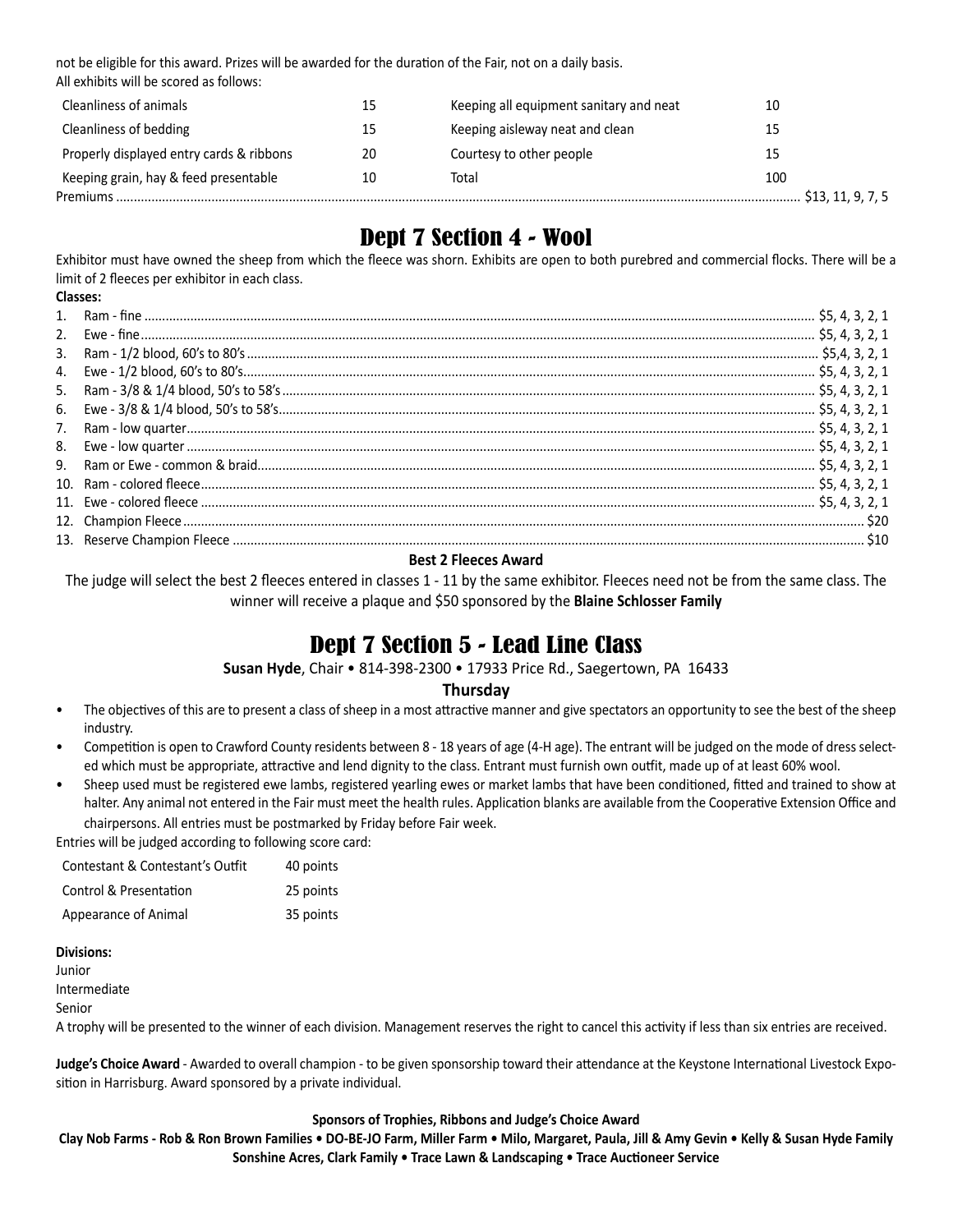not be eligible for this award. Prizes will be awarded for the duration of the Fair, not on a daily basis.
All exhibits will be scored as follows:

| | | | |
|---|---|---|---|
| Cleanliness of animals | 15 | Keeping all equipment sanitary and neat | 10 |
| Cleanliness of bedding | 15 | Keeping aisleway neat and clean | 15 |
| Properly displayed entry cards & ribbons | 20 | Courtesy to other people | 15 |
| Keeping grain, hay & feed presentable | 10 | Total | 100 |

Premiums ........................................ $13, 11, 9, 7, 5

# Dept 7 Section 4 - Wool

Exhibitor must have owned the sheep from which the fleece was shorn. Exhibits are open to both purebred and commercial flocks. There will be a limit of 2 fleeces per exhibitor in each class.

**Classes:**

1. Ram - fine ........................................ $5, 4, 3, 2, 1
2. Ewe - fine ........................................ $5, 4, 3, 2, 1
3. Ram - 1/2 blood, 60's to 80's ........................................ $5,4, 3, 2, 1
4. Ewe - 1/2 blood, 60's to 80's ........................................ $5, 4, 3, 2, 1
5. Ram - 3/8 & 1/4 blood, 50's to 58's ........................................ $5, 4, 3, 2, 1
6. Ewe - 3/8 & 1/4 blood, 50's to 58's ........................................ $5, 4, 3, 2, 1
7. Ram - low quarter ........................................ $5, 4, 3, 2, 1
8. Ewe - low quarter ........................................ $5, 4, 3, 2, 1
9. Ram or Ewe - common & braid ........................................ $5, 4, 3, 2, 1
10. Ram - colored fleece ........................................ $5, 4, 3, 2, 1
11. Ewe - colored fleece ........................................ $5, 4, 3, 2, 1
12. Champion Fleece ........................................ $20
13. Reserve Champion Fleece ........................................ $10

**Best 2 Fleeces Award**

The judge will select the best 2 fleeces entered in classes 1 - 11 by the same exhibitor. Fleeces need not be from the same class. The winner will receive a plaque and $50 sponsored by the **Blaine Schlosser Family**

# Dept 7 Section 5 - Lead Line Class

**Susan Hyde**, Chair • 814-398-2300 • 17933 Price Rd., Saegertown, PA 16433

**Thursday**

- The objectives of this are to present a class of sheep in a most attractive manner and give spectators an opportunity to see the best of the sheep industry.
- Competition is open to Crawford County residents between 8 - 18 years of age (4-H age). The entrant will be judged on the mode of dress selected which must be appropriate, attractive and lend dignity to the class. Entrant must furnish own outfit, made up of at least 60% wool.
- Sheep used must be registered ewe lambs, registered yearling ewes or market lambs that have been conditioned, fitted and trained to show at halter. Any animal not entered in the Fair must meet the health rules. Application blanks are available from the Cooperative Extension Office and chairpersons. All entries must be postmarked by Friday before Fair week.

Entries will be judged according to following score card:

| | |
|---|---|
| Contestant & Contestant's Outfit | 40 points |
| Control & Presentation | 25 points |
| Appearance of Animal | 35 points |

**Divisions:**

Junior
Intermediate
Senior

A trophy will be presented to the winner of each division. Management reserves the right to cancel this activity if less than six entries are received.

**Judge's Choice Award** - Awarded to overall champion - to be given sponsorship toward their attendance at the Keystone International Livestock Exposition in Harrisburg. Award sponsored by a private individual.

**Sponsors of Trophies, Ribbons and Judge's Choice Award**

**Clay Nob Farms - Rob & Ron Brown Families • DO-BE-JO Farm, Miller Farm • Milo, Margaret, Paula, Jill & Amy Gevin • Kelly & Susan Hyde Family Sonshine Acres, Clark Family • Trace Lawn & Landscaping • Trace Auctioneer Service**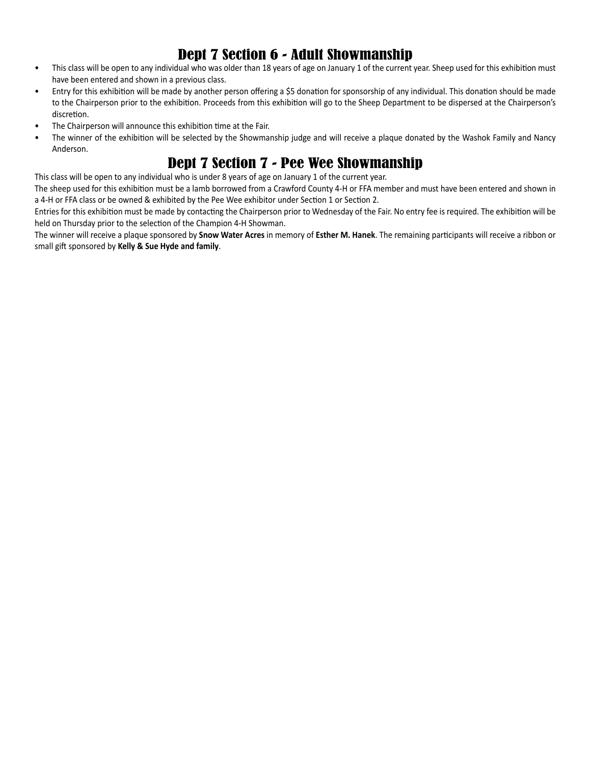## Dept 7 Section 6 - Adult Showmanship

- This class will be open to any individual who was older than 18 years of age on January 1 of the current year. Sheep used for this exhibition must have been entered and shown in a previous class.
- Entry for this exhibition will be made by another person offering a $5 donation for sponsorship of any individual. This donation should be made to the Chairperson prior to the exhibition. Proceeds from this exhibition will go to the Sheep Department to be dispersed at the Chairperson's discretion.
- The Chairperson will announce this exhibition time at the Fair.
- The winner of the exhibition will be selected by the Showmanship judge and will receive a plaque donated by the Washok Family and Nancy Anderson.

## Dept 7 Section 7 - Pee Wee Showmanship

This class will be open to any individual who is under 8 years of age on January 1 of the current year.

The sheep used for this exhibition must be a lamb borrowed from a Crawford County 4-H or FFA member and must have been entered and shown in a 4-H or FFA class or be owned & exhibited by the Pee Wee exhibitor under Section 1 or Section 2.

Entries for this exhibition must be made by contacting the Chairperson prior to Wednesday of the Fair. No entry fee is required. The exhibition will be held on Thursday prior to the selection of the Champion 4-H Showman.

The winner will receive a plaque sponsored by **Snow Water Acres** in memory of **Esther M. Hanek**. The remaining participants will receive a ribbon or small gift sponsored by **Kelly & Sue Hyde and family**.